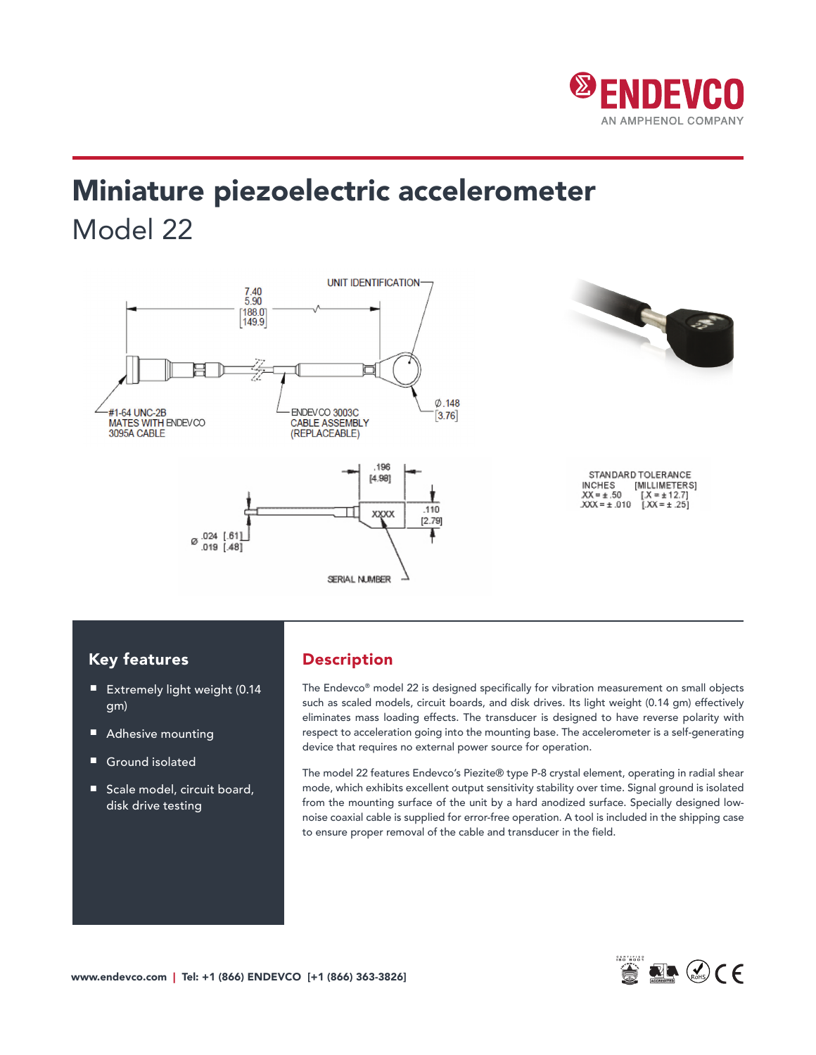# Miniature piezoelectric accelerometer

## Model 22

7.40
5.90
[188.0]
[149.9]

UNIT IDENTIFICATION

#1-64 UNC-2B
MATES WITH ENDEVCO
3095A CABLE

ENDEVCO 3003C
CABLE ASSEMBLY
(REPLACEABLE)

Ø .148
[3.76]

.196
[4.98]

.110
[2.79]

XXXX

Ø .024 [.61]
.019 [.48]

SERIAL NUMBER

STANDARD TOLERANCE
INCHES [MILLIMETERS]
.XX = ± .50 [.X = ± 12.7]
.XXX = ± .010 [.XX = ± .25]

### Key features

- Extremely light weight (0.14 gm)
- Adhesive mounting
- Ground isolated
- Scale model, circuit board, disk drive testing

## Description

The Endevco® model 22 is designed specifically for vibration measurement on small objects such as scaled models, circuit boards, and disk drives. Its light weight (0.14 gm) effectively eliminates mass loading effects. The transducer is designed to have reverse polarity with respect to acceleration going into the mounting base. The accelerometer is a self-generating device that requires no external power source for operation.

The model 22 features Endevco's Piezite® type P-8 crystal element, operating in radial shear mode, which exhibits excellent output sensitivity stability over time. Signal ground is isolated from the mounting surface of the unit by a hard anodized surface. Specially designed low-noise coaxial cable is supplied for error-free operation. A tool is included in the shipping case to ensure proper removal of the cable and transducer in the field.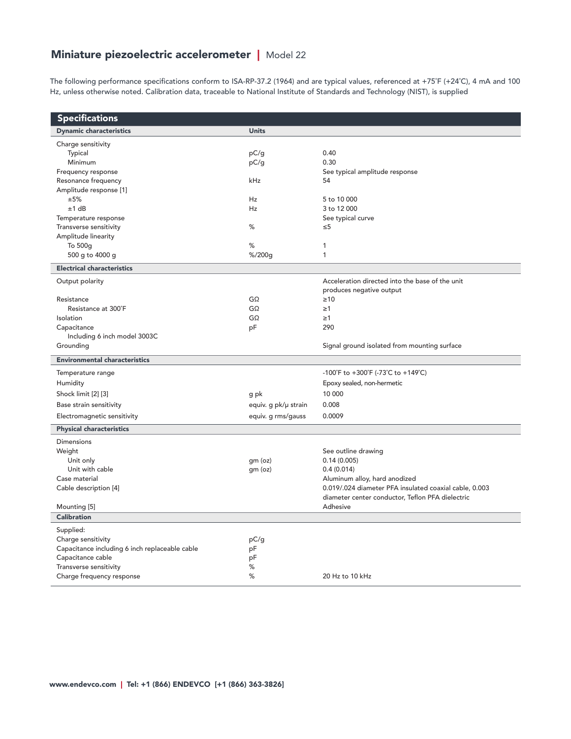## **Miniature piezoelectric accelerometer** | Model 22

The following performance specifications conform to ISA-RP-37.2 (1964) and are typical values, referenced at +75˚F (+24˚C), 4 mA and 100 Hz, unless otherwise noted. Calibration data, traceable to National Institute of Standards and Technology (NIST), is supplied

| **Specifications** | | |
|---|---|---|
| **Dynamic characteristics** | **Units** | |
| Charge sensitivity | | |
| Typical | pC/g | 0.40 |
| Minimum | pC/g | 0.30 |
| Frequency response | | See typical amplitude response |
| Resonance frequency | kHz | 54 |
| Amplitude response [1] | | |
| ±5% | Hz | 5 to 10 000 |
| ±1 dB | Hz | 3 to 12 000 |
| Temperature response | | See typical curve |
| Transverse sensitivity | % | ≤5 |
| Amplitude linearity | | |
| To 500g | % | 1 |
| 500 g to 4000 g | %/200g | 1 |
| **Electrical characteristics** | | |
| Output polarity | | Acceleration directed into the base of the unit produces negative output |
| Resistance | GΩ | ≥10 |
| Resistance at 300˚F | GΩ | ≥1 |
| Isolation | GΩ | ≥1 |
| Capacitance | pF | 290 |
| Including 6 inch model 3003C | | |
| Grounding | | Signal ground isolated from mounting surface |
| **Environmental characteristics** | | |
| Temperature range | | -100˚F to +300˚F (-73˚C to +149˚C) |
| Humidity | | Epoxy sealed, non-hermetic |
| Shock limit [2] [3] | g pk | 10 000 |
| Base strain sensitivity | equiv. g pk/μ strain | 0.008 |
| Electromagnetic sensitivity | equiv. g rms/gauss | 0.0009 |
| **Physical characteristics** | | |
| Dimensions | | |
| Weight | | See outline drawing |
| Unit only | gm (oz) | 0.14 (0.005) |
| Unit with cable | gm (oz) | 0.4 (0.014) |
| Case material | | Aluminum alloy, hard anodized |
| Cable description [4] | | 0.019/.024 diameter PFA insulated coaxial cable, 0.003 diameter center conductor, Teflon PFA dielectric |
| Mounting [5] | | Adhesive |
| **Calibration** | | |
| Supplied: | | |
| Charge sensitivity | pC/g | |
| Capacitance including 6 inch replaceable cable | pF | |
| Capacitance cable | pF | |
| Transverse sensitivity | % | |
| Charge frequency response | % | 20 Hz to 10 kHz |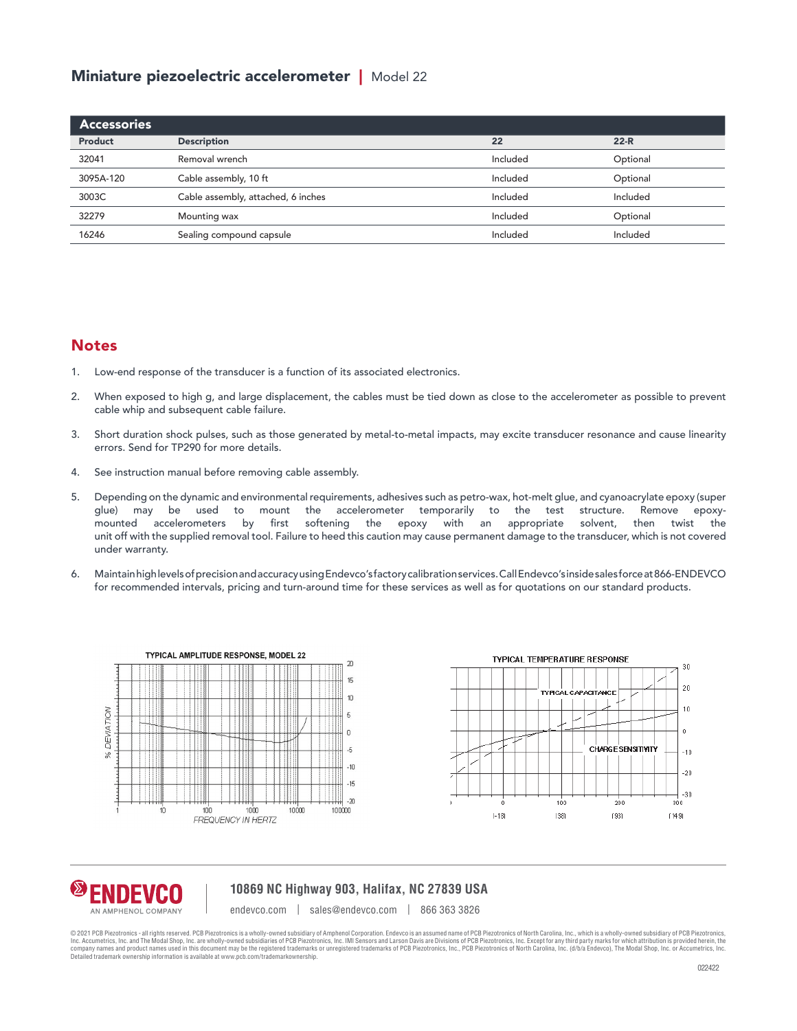## Accessories

| Product | Description | 22 | 22-R |
| --- | --- | --- | --- |
| 32041 | Removal wrench | Included | Optional |
| 3095A-120 | Cable assembly, 10 ft | Included | Optional |
| 3003C | Cable assembly, attached, 6 inches | Included | Included |
| 32279 | Mounting wax | Included | Optional |
| 16246 | Sealing compound capsule | Included | Included |

## Notes

1. Low-end response of the transducer is a function of its associated electronics.
2. When exposed to high g, and large displacement, the cables must be tied down as close to the accelerometer as possible to prevent cable whip and subsequent cable failure.
3. Short duration shock pulses, such as those generated by metal-to-metal impacts, may excite transducer resonance and cause linearity errors. Send for TP290 for more details.
4. See instruction manual before removing cable assembly.
5. Depending on the dynamic and environmental requirements, adhesives such as petro-wax, hot-melt glue, and cyanoacrylate epoxy (super glue) may be used to mount the accelerometer temporarily to the test structure. Remove epoxy-mounted accelerometers by first softening the epoxy with an appropriate solvent, then twist the unit off with the supplied removal tool. Failure to heed this caution may cause permanent damage to the transducer, which is not covered under warranty.
6. Maintain high levels of precision and accuracy using Endevco's factory calibration services. Call Endevco's inside sales force at 866-ENDEVCO for recommended intervals, pricing and turn-around time for these services as well as for quotations on our standard products.

TYPICAL AMPLITUDE RESPONSE, MODEL 22
% DEVIATION
20
15
10
5
0
-5
-10
-15
-20
1 10 100 1000 10000 100000
FREQUENCY IN HERTZ

TYPICAL TEMPERATURE RESPONSE
TYPICAL CAPACITANCE
CHARGE SENSITIVITY
30
20
10
0
-10
-20
-30
0 100 200 300
(-18) (38) (93) (149)

**ENDEVCO**
AN AMPHENOL COMPANY

10869 NC Highway 903, Halifax, NC 27839 USA
endevco.com | sales@endevco.com | 866 363 3826

© 2021 PCB Piezotronics - all rights reserved. PCB Piezotronics is a wholly-owned subsidiary of Amphenol Corporation. Endevco is an assumed name of PCB Piezotronics of North Carolina, Inc., which is a wholly-owned subsidiary of PCB Piezotronics, Inc. Accumetrics, Inc. and The Modal Shop, Inc. are wholly-owned subsidiaries of PCB Piezotronics, Inc. IMI Sensors and Larson Davis are Divisions of PCB Piezotronics, Inc. Except for any third party marks for which attribution is provided herein, the company names and product names used in this document may be the registered trademarks or unregistered trademarks of PCB Piezotronics, Inc., PCB Piezotronics of North Carolina, Inc. (d/b/a Endevco), The Modal Shop, Inc. or Accumetrics, Inc. Detailed trademark ownership information is available at www.pcb.com/trademarkownership.

022422